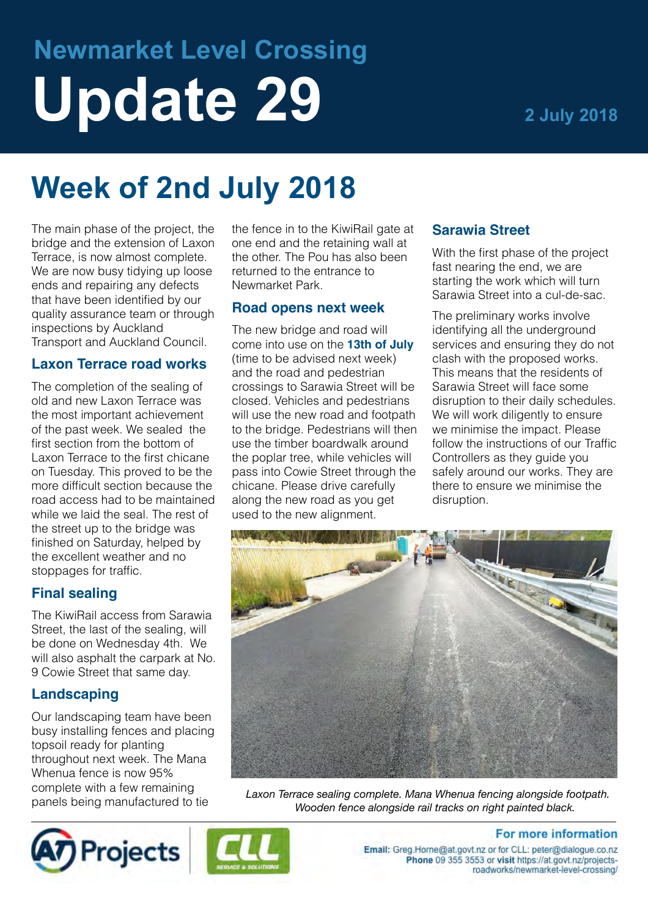# Newmarket Level Crossing

# Update 29

2 July 2018

## Week of 2nd July 2018

The main phase of the project, the bridge and the extension of Laxon Terrace, is now almost complete. We are now busy tidying up loose ends and repairing any defects that have been identified by our quality assurance team or through inspections by Auckland Transport and Auckland Council.

### Laxon Terrace road works

The completion of the sealing of old and new Laxon Terrace was the most important achievement of the past week. We sealed the first section from the bottom of Laxon Terrace to the first chicane on Tuesday. This proved to be the more difficult section because the road access had to be maintained while we laid the seal. The rest of the street up to the bridge was finished on Saturday, helped by the excellent weather and no stoppages for traffic.

### Final sealing

The KiwiRail access from Sarawia Street, the last of the sealing, will be done on Wednesday 4th. We will also asphalt the carpark at No. 9 Cowie Street that same day.

### Landscaping

Our landscaping team have been busy installing fences and placing topsoil ready for planting throughout next week. The Mana Whenua fence is now 95% complete with a few remaining panels being manufactured to tie the fence in to the KiwiRail gate at one end and the retaining wall at the other. The Pou has also been returned to the entrance to Newmarket Park.

### Road opens next week

The new bridge and road will come into use on the **13th of July** (time to be advised next week) and the road and pedestrian crossings to Sarawia Street will be closed. Vehicles and pedestrians will use the new road and footpath to the bridge. Pedestrians will then use the timber boardwalk around the poplar tree, while vehicles will pass into Cowie Street through the chicane. Please drive carefully along the new road as you get used to the new alignment.

### Sarawia Street

With the first phase of the project fast nearing the end, we are starting the work which will turn Sarawia Street into a cul-de-sac.

The preliminary works involve identifying all the underground services and ensuring they do not clash with the proposed works. This means that the residents of Sarawia Street will face some disruption to their daily schedules. We will work diligently to ensure we minimise the impact. Please follow the instructions of our Traffic Controllers as they guide you safely around our works. They are there to ensure we minimise the disruption.

*Laxon Terrace sealing complete. Mana Whenua fencing alongside footpath. Wooden fence alongside rail tracks on right painted black.*

**For more information**

**Email:** Greg.Horne@at.govt.nz or for CLL: peter@dialogue.co.nz
**Phone** 09 355 3553 or **visit** https://at.govt.nz/projects-roadworks/newmarket-level-crossing/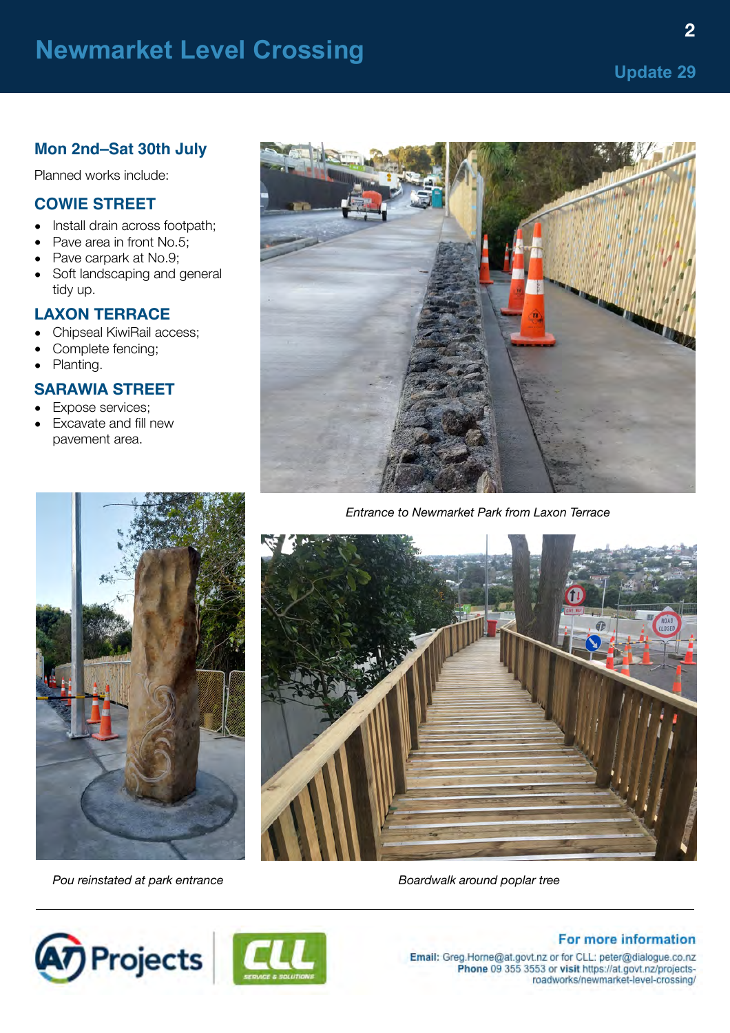# Newmarket Level Crossing

Update 29

## Mon 2nd–Sat 30th July

Planned works include:

### COWIE STREET

- Install drain across footpath;
- Pave area in front No.5;
- Pave carpark at No.9;
- Soft landscaping and general tidy up.

### LAXON TERRACE

- Chipseal KiwiRail access;
- Complete fencing;
- Planting.

### SARAWIA STREET

- Expose services;
- Excavate and fill new pavement area.

*Entrance to Newmarket Park from Laxon Terrace*

*Pou reinstated at park entrance*

*Boardwalk around poplar tree*

**For more information**

**Email:** Greg.Horne@at.govt.nz or for CLL: peter@dialogue.co.nz
**Phone** 09 355 3553 or **visit** https://at.govt.nz/projects-roadworks/newmarket-level-crossing/